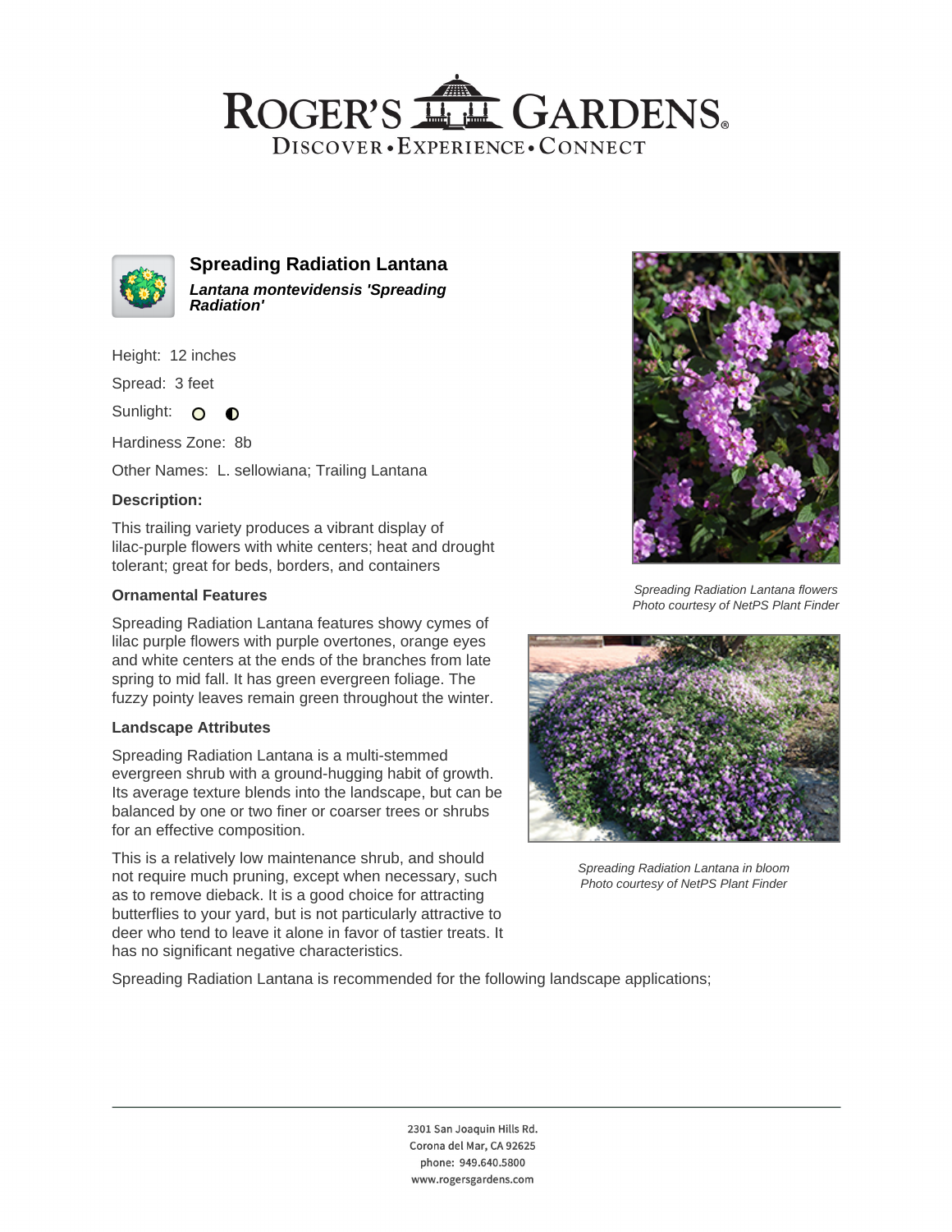# Spreading Radiation Lantana

***Lantana montevidensis 'Spreading Radiation'***

Height: 12 inches

Spread: 3 feet

Sunlight:

Hardiness Zone: 8b

Other Names: L. sellowiana; Trailing Lantana

### Description:

This trailing variety produces a vibrant display of lilac-purple flowers with white centers; heat and drought tolerant; great for beds, borders, and containers

### Ornamental Features

Spreading Radiation Lantana features showy cymes of lilac purple flowers with purple overtones, orange eyes and white centers at the ends of the branches from late spring to mid fall. It has green evergreen foliage. The fuzzy pointy leaves remain green throughout the winter.

### Landscape Attributes

Spreading Radiation Lantana is a multi-stemmed evergreen shrub with a ground-hugging habit of growth. Its average texture blends into the landscape, but can be balanced by one or two finer or coarser trees or shrubs for an effective composition.

This is a relatively low maintenance shrub, and should not require much pruning, except when necessary, such as to remove dieback. It is a good choice for attracting butterflies to your yard, but is not particularly attractive to deer who tend to leave it alone in favor of tastier treats. It has no significant negative characteristics.

*Spreading Radiation Lantana flowers*
*Photo courtesy of NetPS Plant Finder*

*Spreading Radiation Lantana in bloom*
*Photo courtesy of NetPS Plant Finder*

Spreading Radiation Lantana is recommended for the following landscape applications;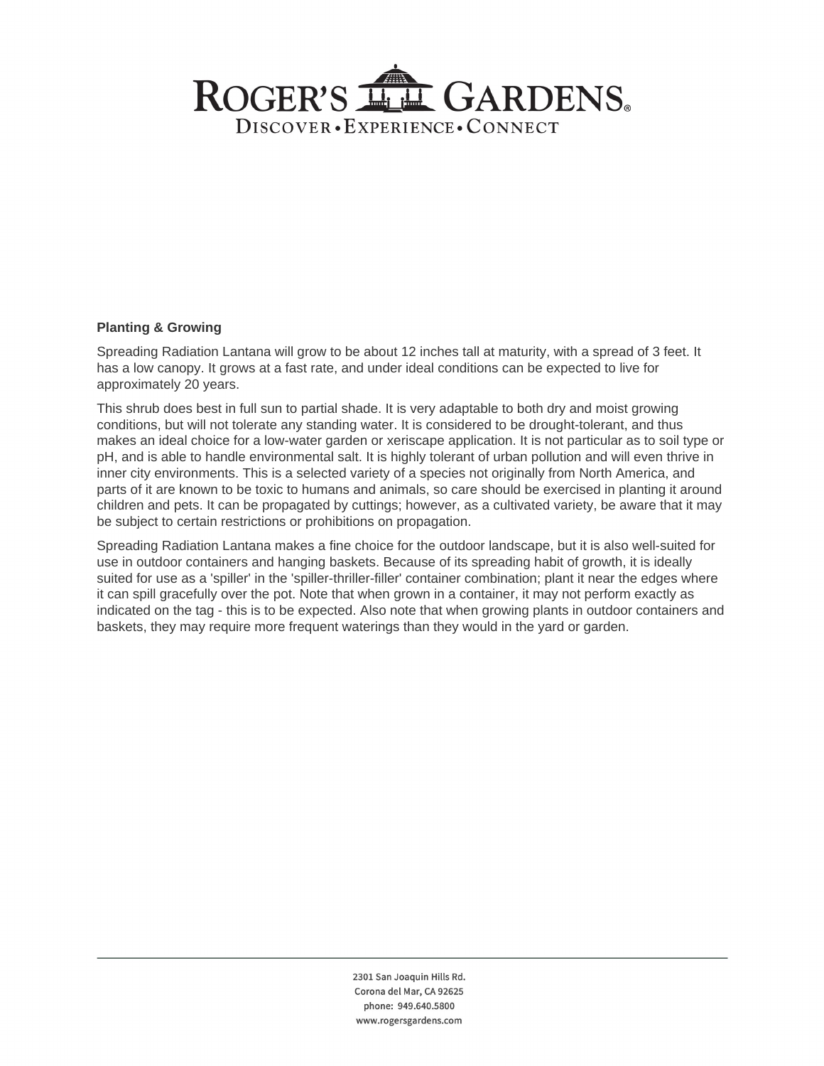### Planting & Growing

Spreading Radiation Lantana will grow to be about 12 inches tall at maturity, with a spread of 3 feet. It has a low canopy. It grows at a fast rate, and under ideal conditions can be expected to live for approximately 20 years.

This shrub does best in full sun to partial shade. It is very adaptable to both dry and moist growing conditions, but will not tolerate any standing water. It is considered to be drought-tolerant, and thus makes an ideal choice for a low-water garden or xeriscape application. It is not particular as to soil type or pH, and is able to handle environmental salt. It is highly tolerant of urban pollution and will even thrive in inner city environments. This is a selected variety of a species not originally from North America, and parts of it are known to be toxic to humans and animals, so care should be exercised in planting it around children and pets. It can be propagated by cuttings; however, as a cultivated variety, be aware that it may be subject to certain restrictions or prohibitions on propagation.

Spreading Radiation Lantana makes a fine choice for the outdoor landscape, but it is also well-suited for use in outdoor containers and hanging baskets. Because of its spreading habit of growth, it is ideally suited for use as a 'spiller' in the 'spiller-thriller-filler' container combination; plant it near the edges where it can spill gracefully over the pot. Note that when grown in a container, it may not perform exactly as indicated on the tag - this is to be expected. Also note that when growing plants in outdoor containers and baskets, they may require more frequent waterings than they would in the yard or garden.